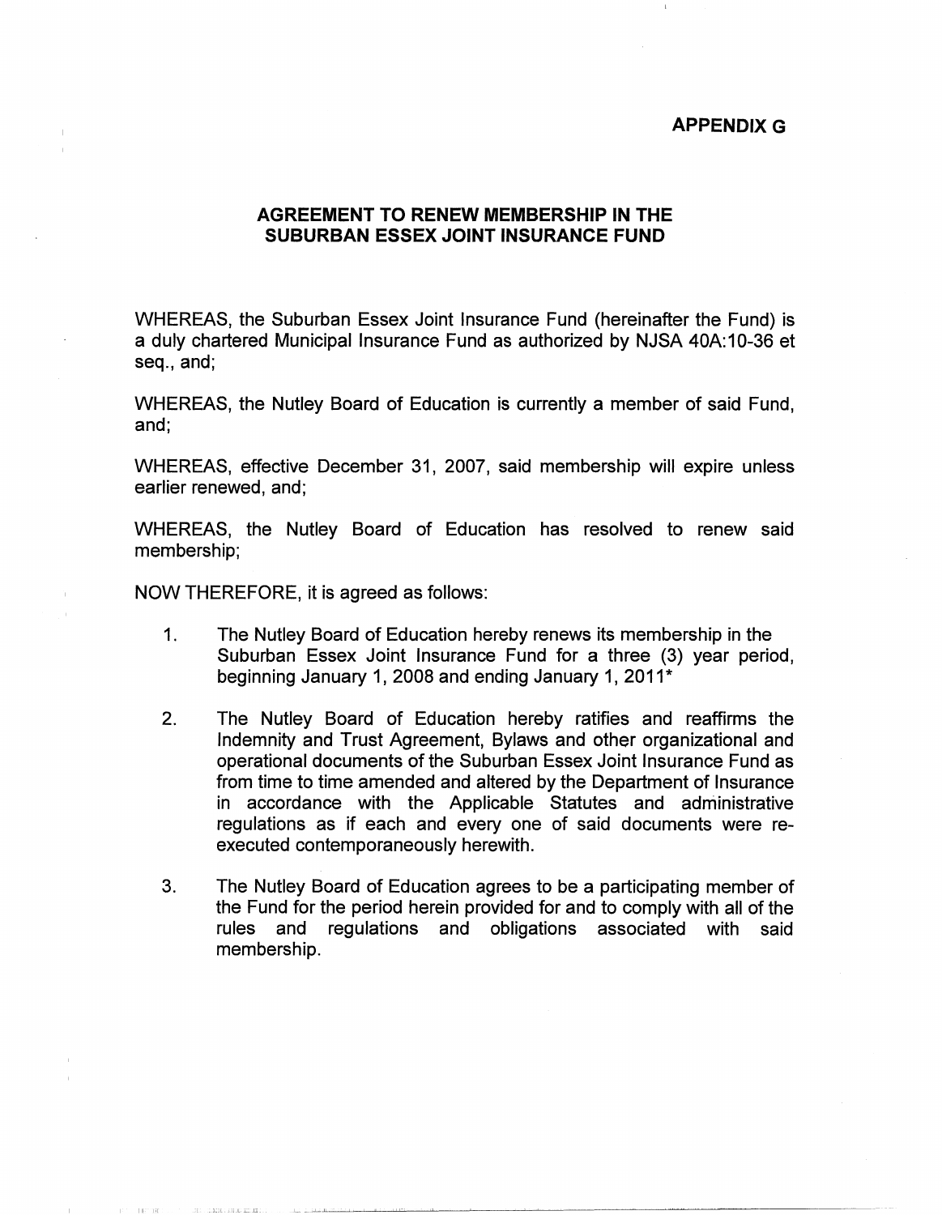**APPENDIX G**

## AGREEMENT TO RENEW MEMBERSHIP IN THE SUBURBAN ESSEX JOINT INSURANCE FUND

WHEREAS, the Suburban Essex Joint Insurance Fund (hereinafter the Fund) is a duly chartered Municipal Insurance Fund as authorized by NJSA 40A:10-36 et seq., and;

WHEREAS, the Nutley Board of Education is currently a member of said Fund, and;

WHEREAS, effective December 31, 2007, said membership will expire unless earlier renewed, and;

WHEREAS, the Nutley Board of Education has resolved to renew said membership;

NOW THEREFORE, it is agreed as follows:

1. The Nutley Board of Education hereby renews its membership in the Suburban Essex Joint Insurance Fund for a three (3) year period, beginning January 1, 2008 and ending January 1, 2011*

2. The Nutley Board of Education hereby ratifies and reaffirms the Indemnity and Trust Agreement, Bylaws and other organizational and operational documents of the Suburban Essex Joint Insurance Fund as from time to time amended and altered by the Department of Insurance in accordance with the Applicable Statutes and administrative regulations as if each and every one of said documents were re-executed contemporaneously herewith.

3. The Nutley Board of Education agrees to be a participating member of the Fund for the period herein provided for and to comply with all of the rules and regulations and obligations associated with said membership.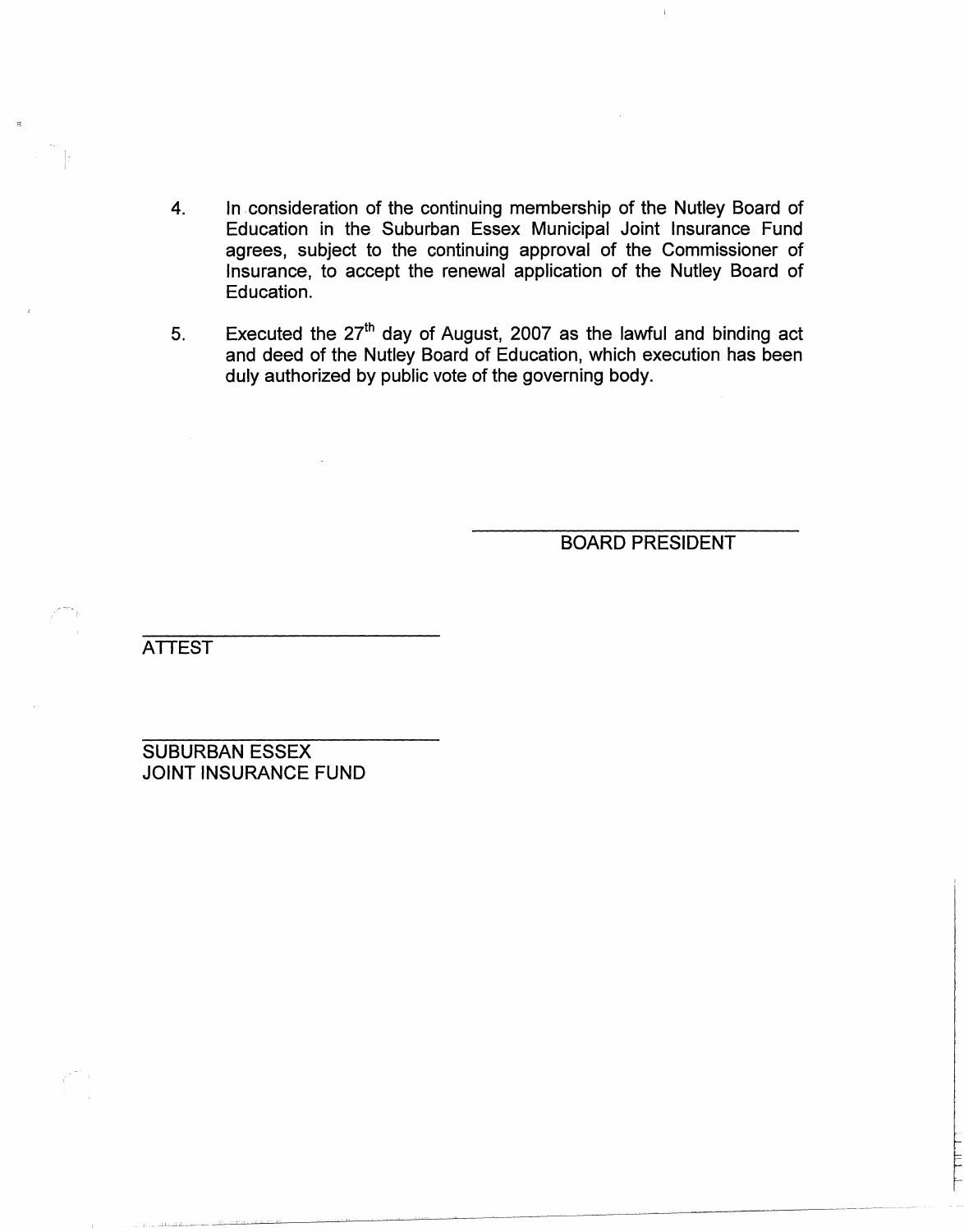4. In consideration of the continuing membership of the Nutley Board of Education in the Suburban Essex Municipal Joint Insurance Fund agrees, subject to the continuing approval of the Commissioner of Insurance, to accept the renewal application of the Nutley Board of Education.

5. Executed the 27th day of August, 2007 as the lawful and binding act and deed of the Nutley Board of Education, which execution has been duly authorized by public vote of the governing body.

\_\_\_\_\_\_\_\_\_\_\_\_\_\_\_\_\_\_\_\_\_\_\_\_\_\_\_\_\_\_

BOARD PRESIDENT

\_\_\_\_\_\_\_\_\_\_\_\_\_\_\_\_\_\_\_\_\_\_\_\_\_\_\_\_\_\_

ATTEST

\_\_\_\_\_\_\_\_\_\_\_\_\_\_\_\_\_\_\_\_\_\_\_\_\_\_\_\_\_\_

SUBURBAN ESSEX
JOINT INSURANCE FUND